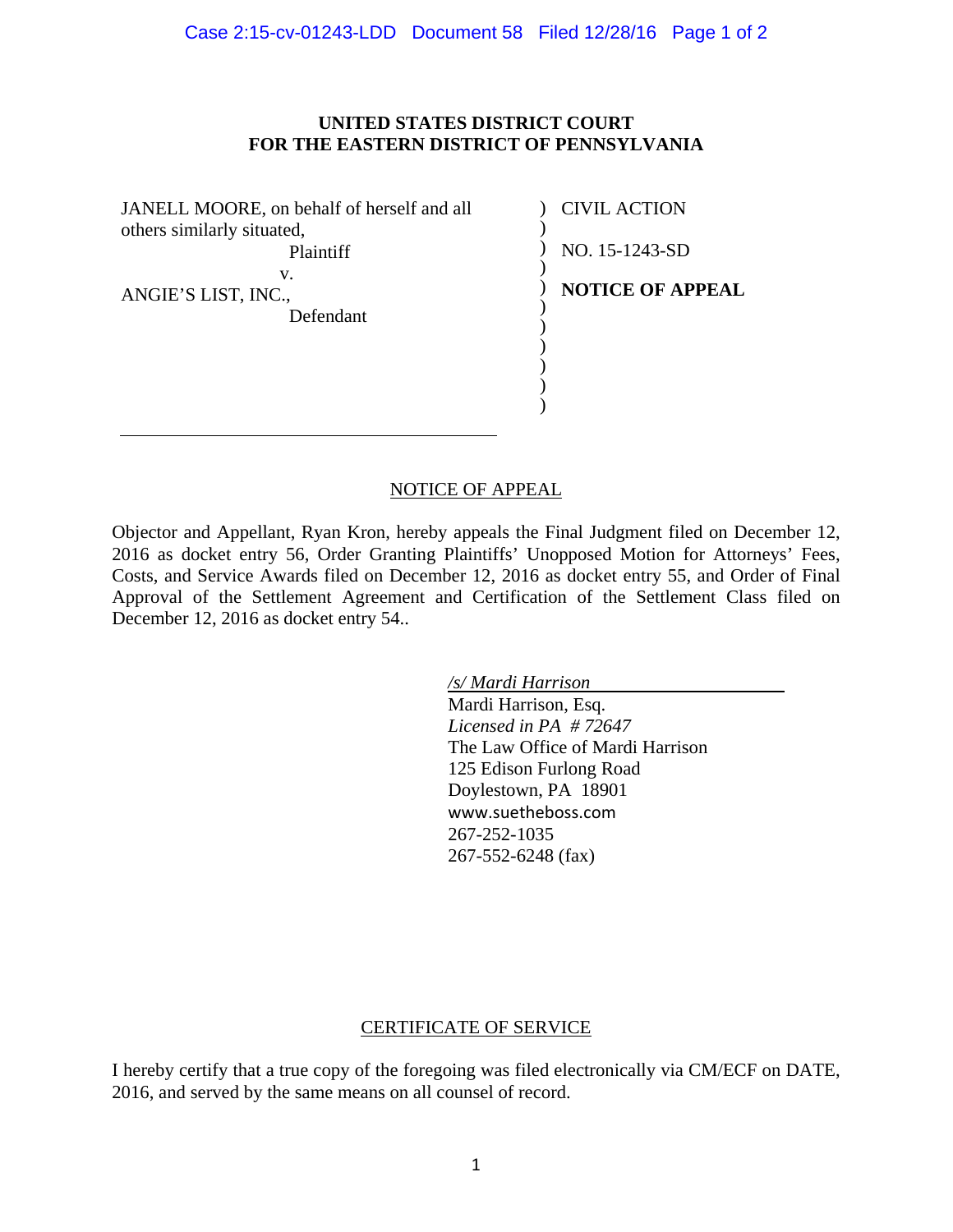**UNITED STATES DISTRICT COURT**
**FOR THE EASTERN DISTRICT OF PENNSYLVANIA**

| | |
|---|---|
| JANELL MOORE, on behalf of herself and all others similarly situated, Plaintiff | CIVIL ACTION |
| v. | NO. 15-1243-SD |
| ANGIE'S LIST, INC., Defendant | **NOTICE OF APPEAL** |

NOTICE OF APPEAL

Objector and Appellant, Ryan Kron, hereby appeals the Final Judgment filed on December 12, 2016 as docket entry 56, Order Granting Plaintiffs' Unopposed Motion for Attorneys' Fees, Costs, and Service Awards filed on December 12, 2016 as docket entry 55, and Order of Final Approval of the Settlement Agreement and Certification of the Settlement Class filed on December 12, 2016 as docket entry 54..

*/s/ Mardi Harrison*
Mardi Harrison, Esq.
*Licensed in PA # 72647*
The Law Office of Mardi Harrison
125 Edison Furlong Road
Doylestown, PA 18901
www.suetheboss.com
267-252-1035
267-552-6248 (fax)

CERTIFICATE OF SERVICE

I hereby certify that a true copy of the foregoing was filed electronically via CM/ECF on DATE, 2016, and served by the same means on all counsel of record.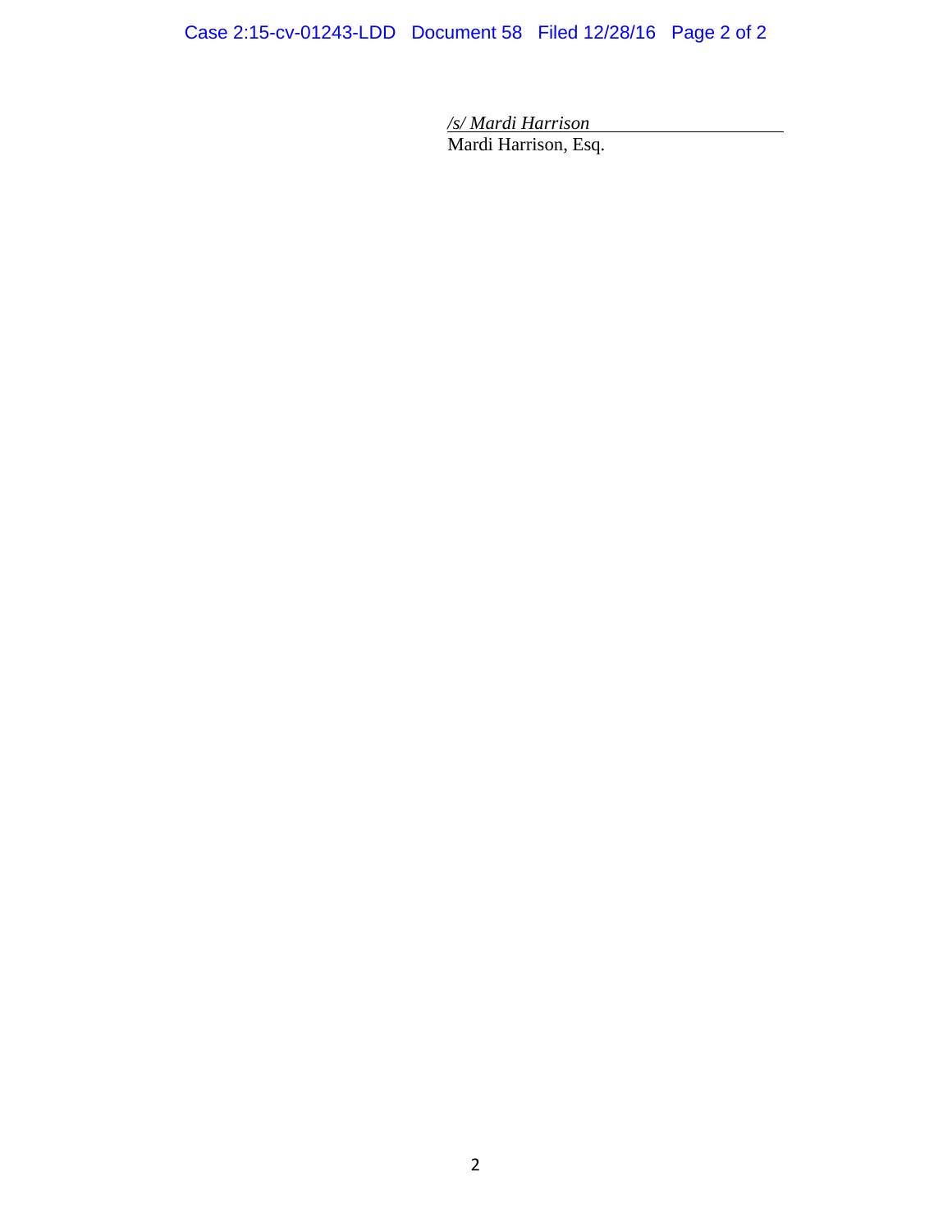*/s/ Mardi Harrison*

Mardi Harrison, Esq.